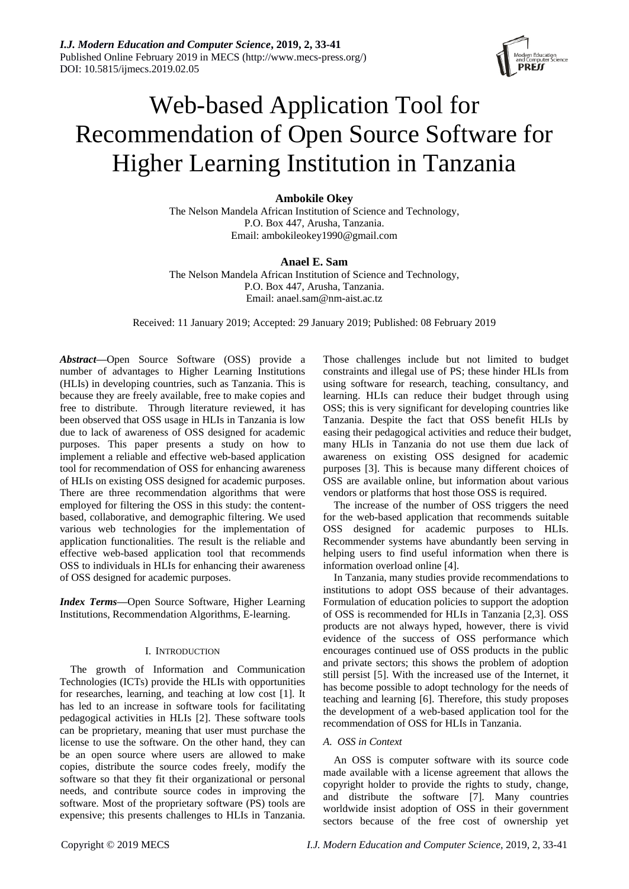# Web-based Application Tool for Recommendation of Open Source Software for Higher Learning Institution in Tanzania

**Ambokile Okey**

The Nelson Mandela African Institution of Science and Technology,
P.O. Box 447, Arusha, Tanzania.
Email: ambokileokey1990@gmail.com

**Anael E. Sam**

The Nelson Mandela African Institution of Science and Technology,
P.O. Box 447, Arusha, Tanzania.
Email: anael.sam@nm-aist.ac.tz

Received: 11 January 2019; Accepted: 29 January 2019; Published: 08 February 2019

***Abstract*****—**Open Source Software (OSS) provide a number of advantages to Higher Learning Institutions (HLIs) in developing countries, such as Tanzania. This is because they are freely available, free to make copies and free to distribute. Through literature reviewed, it has been observed that OSS usage in HLIs in Tanzania is low due to lack of awareness of OSS designed for academic purposes. This paper presents a study on how to implement a reliable and effective web-based application tool for recommendation of OSS for enhancing awareness of HLIs on existing OSS designed for academic purposes. There are three recommendation algorithms that were employed for filtering the OSS in this study: the content-based, collaborative, and demographic filtering. We used various web technologies for the implementation of application functionalities. The result is the reliable and effective web-based application tool that recommends OSS to individuals in HLIs for enhancing their awareness of OSS designed for academic purposes.

***Index Terms*****—**Open Source Software, Higher Learning Institutions, Recommendation Algorithms, E-learning.

## I. Introduction

The growth of Information and Communication Technologies (ICTs) provide the HLIs with opportunities for researches, learning, and teaching at low cost [1]. It has led to an increase in software tools for facilitating pedagogical activities in HLIs [2]. These software tools can be proprietary, meaning that user must purchase the license to use the software. On the other hand, they can be an open source where users are allowed to make copies, distribute the source codes freely, modify the software so that they fit their organizational or personal needs, and contribute source codes in improving the software. Most of the proprietary software (PS) tools are expensive; this presents challenges to HLIs in Tanzania. Those challenges include but not limited to budget constraints and illegal use of PS; these hinder HLIs from using software for research, teaching, consultancy, and learning. HLIs can reduce their budget through using OSS; this is very significant for developing countries like Tanzania. Despite the fact that OSS benefit HLIs by easing their pedagogical activities and reduce their budget, many HLIs in Tanzania do not use them due lack of awareness on existing OSS designed for academic purposes [3]. This is because many different choices of OSS are available online, but information about various vendors or platforms that host those OSS is required.

The increase of the number of OSS triggers the need for the web-based application that recommends suitable OSS designed for academic purposes to HLIs. Recommender systems have abundantly been serving in helping users to find useful information when there is information overload online [4].

In Tanzania, many studies provide recommendations to institutions to adopt OSS because of their advantages. Formulation of education policies to support the adoption of OSS is recommended for HLIs in Tanzania [2,3]. OSS products are not always hyped, however, there is vivid evidence of the success of OSS performance which encourages continued use of OSS products in the public and private sectors; this shows the problem of adoption still persist [5]. With the increased use of the Internet, it has become possible to adopt technology for the needs of teaching and learning [6]. Therefore, this study proposes the development of a web-based application tool for the recommendation of OSS for HLIs in Tanzania.

### *A. OSS in Context*

An OSS is computer software with its source code made available with a license agreement that allows the copyright holder to provide the rights to study, change, and distribute the software [7]. Many countries worldwide insist adoption of OSS in their government sectors because of the free cost of ownership yet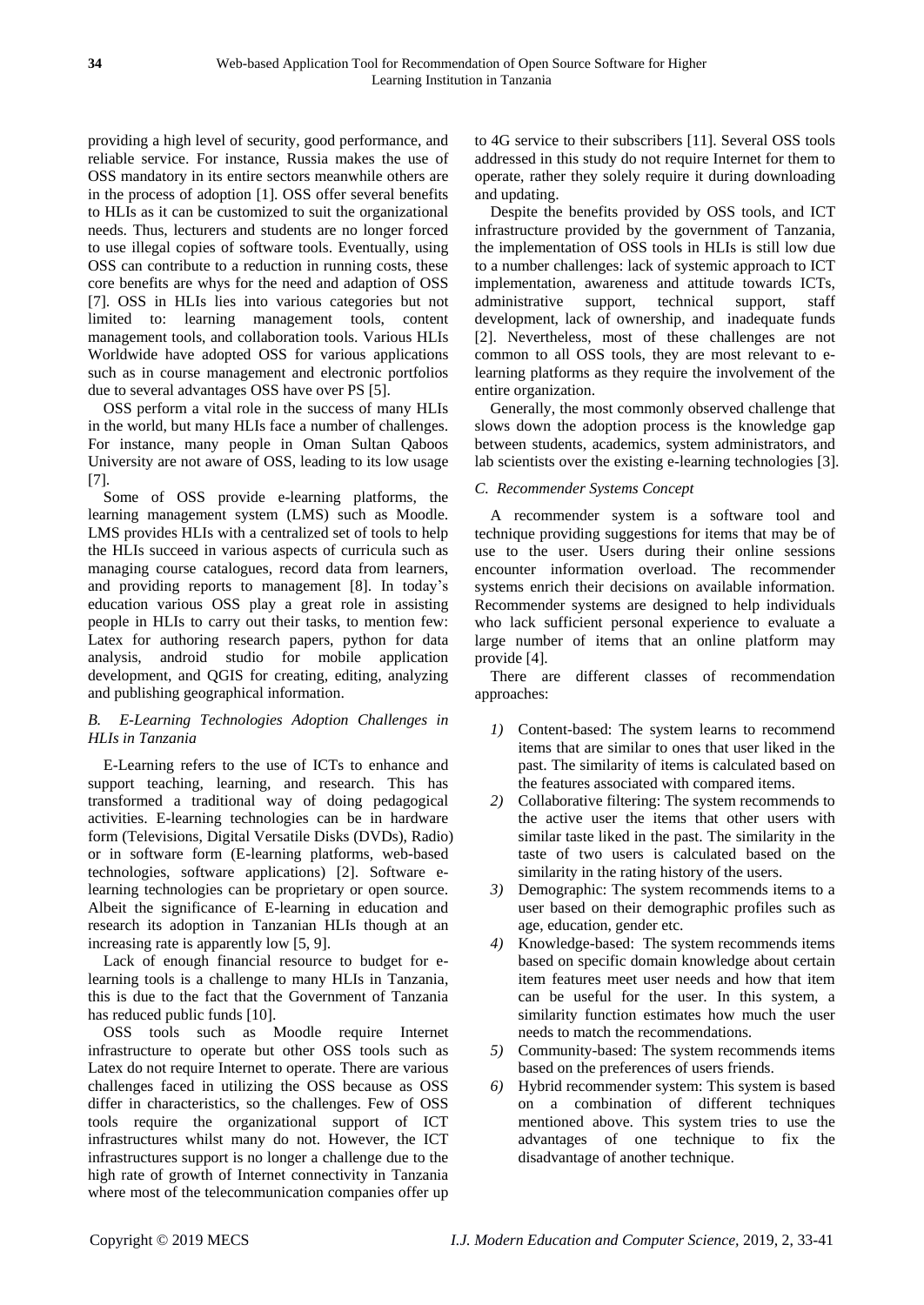providing a high level of security, good performance, and reliable service. For instance, Russia makes the use of OSS mandatory in its entire sectors meanwhile others are in the process of adoption [1]. OSS offer several benefits to HLIs as it can be customized to suit the organizational needs. Thus, lecturers and students are no longer forced to use illegal copies of software tools. Eventually, using OSS can contribute to a reduction in running costs, these core benefits are whys for the need and adaption of OSS [7]. OSS in HLIs lies into various categories but not limited to: learning management tools, content management tools, and collaboration tools. Various HLIs Worldwide have adopted OSS for various applications such as in course management and electronic portfolios due to several advantages OSS have over PS [5].

OSS perform a vital role in the success of many HLIs in the world, but many HLIs face a number of challenges. For instance, many people in Oman Sultan Qaboos University are not aware of OSS, leading to its low usage [7].

Some of OSS provide e-learning platforms, the learning management system (LMS) such as Moodle. LMS provides HLIs with a centralized set of tools to help the HLIs succeed in various aspects of curricula such as managing course catalogues, record data from learners, and providing reports to management [8]. In today's education various OSS play a great role in assisting people in HLIs to carry out their tasks, to mention few: Latex for authoring research papers, python for data analysis, android studio for mobile application development, and QGIS for creating, editing, analyzing and publishing geographical information.

### *B. E-Learning Technologies Adoption Challenges in HLIs in Tanzania*

E-Learning refers to the use of ICTs to enhance and support teaching, learning, and research. This has transformed a traditional way of doing pedagogical activities. E-learning technologies can be in hardware form (Televisions, Digital Versatile Disks (DVDs), Radio) or in software form (E-learning platforms, web-based technologies, software applications) [2]. Software e-learning technologies can be proprietary or open source. Albeit the significance of E-learning in education and research its adoption in Tanzanian HLIs though at an increasing rate is apparently low [5, 9].

Lack of enough financial resource to budget for e-learning tools is a challenge to many HLIs in Tanzania, this is due to the fact that the Government of Tanzania has reduced public funds [10].

OSS tools such as Moodle require Internet infrastructure to operate but other OSS tools such as Latex do not require Internet to operate. There are various challenges faced in utilizing the OSS because as OSS differ in characteristics, so the challenges. Few of OSS tools require the organizational support of ICT infrastructures whilst many do not. However, the ICT infrastructures support is no longer a challenge due to the high rate of growth of Internet connectivity in Tanzania where most of the telecommunication companies offer up to 4G service to their subscribers [11]. Several OSS tools addressed in this study do not require Internet for them to operate, rather they solely require it during downloading and updating.

Despite the benefits provided by OSS tools, and ICT infrastructure provided by the government of Tanzania, the implementation of OSS tools in HLIs is still low due to a number challenges: lack of systemic approach to ICT implementation, awareness and attitude towards ICTs, administrative support, technical support, staff development, lack of ownership, and inadequate funds [2]. Nevertheless, most of these challenges are not common to all OSS tools, they are most relevant to e-learning platforms as they require the involvement of the entire organization.

Generally, the most commonly observed challenge that slows down the adoption process is the knowledge gap between students, academics, system administrators, and lab scientists over the existing e-learning technologies [3].

### *C. Recommender Systems Concept*

A recommender system is a software tool and technique providing suggestions for items that may be of use to the user. Users during their online sessions encounter information overload. The recommender systems enrich their decisions on available information. Recommender systems are designed to help individuals who lack sufficient personal experience to evaluate a large number of items that an online platform may provide [4].

There are different classes of recommendation approaches:

1) Content-based: The system learns to recommend items that are similar to ones that user liked in the past. The similarity of items is calculated based on the features associated with compared items.
2) Collaborative filtering: The system recommends to the active user the items that other users with similar taste liked in the past. The similarity in the taste of two users is calculated based on the similarity in the rating history of the users.
3) Demographic: The system recommends items to a user based on their demographic profiles such as age, education, gender etc.
4) Knowledge-based: The system recommends items based on specific domain knowledge about certain item features meet user needs and how that item can be useful for the user. In this system, a similarity function estimates how much the user needs to match the recommendations.
5) Community-based: The system recommends items based on the preferences of users friends.
6) Hybrid recommender system: This system is based on a combination of different techniques mentioned above. This system tries to use the advantages of one technique to fix the disadvantage of another technique.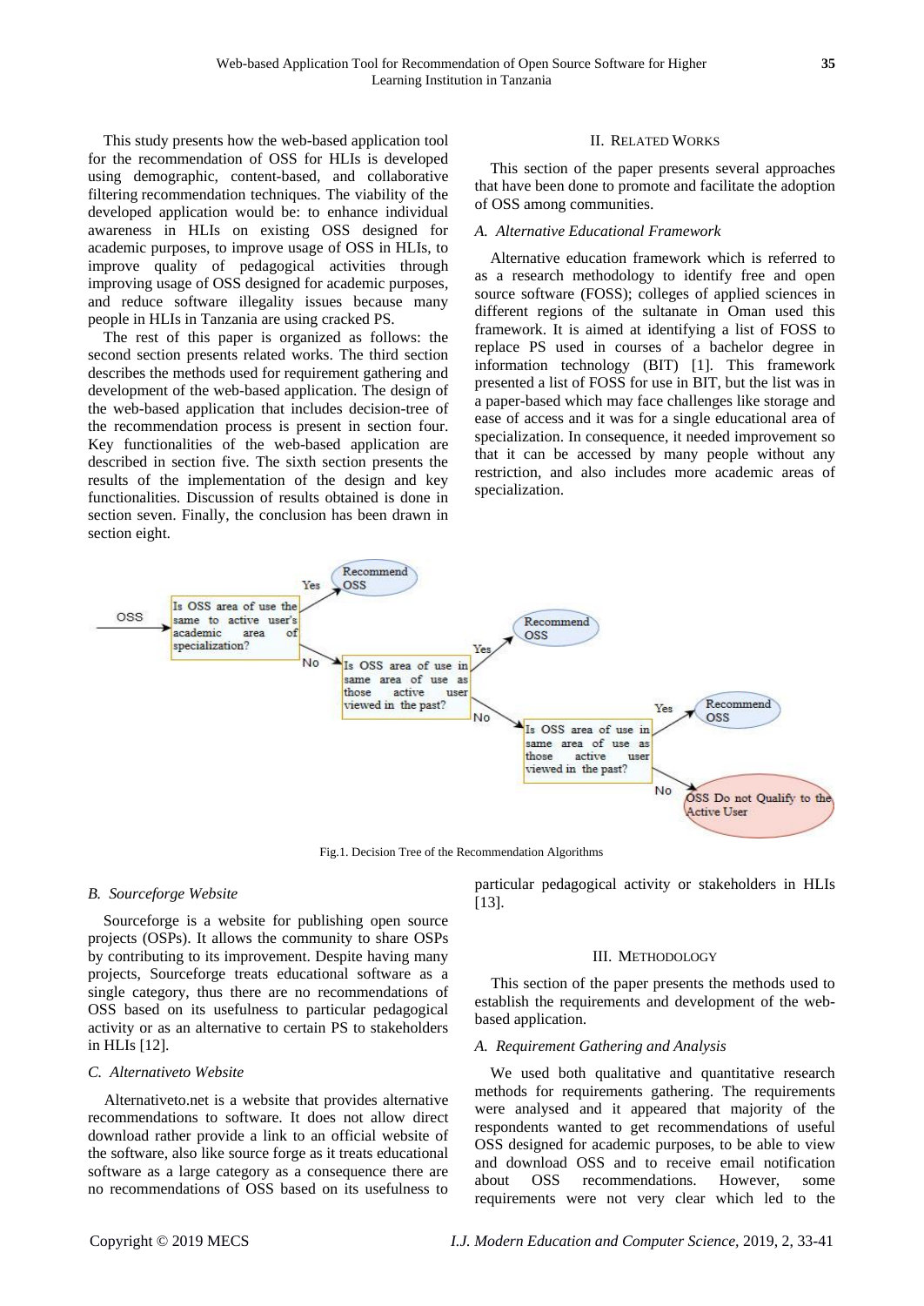This study presents how the web-based application tool for the recommendation of OSS for HLIs is developed using demographic, content-based, and collaborative filtering recommendation techniques. The viability of the developed application would be: to enhance individual awareness in HLIs on existing OSS designed for academic purposes, to improve usage of OSS in HLIs, to improve quality of pedagogical activities through improving usage of OSS designed for academic purposes, and reduce software illegality issues because many people in HLIs in Tanzania are using cracked PS.

The rest of this paper is organized as follows: the second section presents related works. The third section describes the methods used for requirement gathering and development of the web-based application. The design of the web-based application that includes decision-tree of the recommendation process is present in section four. Key functionalities of the web-based application are described in section five. The sixth section presents the results of the implementation of the design and key functionalities. Discussion of results obtained is done in section seven. Finally, the conclusion has been drawn in section eight.

## II. Related Works

This section of the paper presents several approaches that have been done to promote and facilitate the adoption of OSS among communities.

### *A. Alternative Educational Framework*

Alternative education framework which is referred to as a research methodology to identify free and open source software (FOSS); colleges of applied sciences in different regions of the sultanate in Oman used this framework. It is aimed at identifying a list of FOSS to replace PS used in courses of a bachelor degree in information technology (BIT) [1]. This framework presented a list of FOSS for use in BIT, but the list was in a paper-based which may face challenges like storage and ease of access and it was for a single educational area of specialization. In consequence, it needed improvement so that it can be accessed by many people without any restriction, and also includes more academic areas of specialization.

Fig.1. Decision Tree of the Recommendation Algorithms

### *B. Sourceforge Website*

Sourceforge is a website for publishing open source projects (OSPs). It allows the community to share OSPs by contributing to its improvement. Despite having many projects, Sourceforge treats educational software as a single category, thus there are no recommendations of OSS based on its usefulness to particular pedagogical activity or as an alternative to certain PS to stakeholders in HLIs [12].

### *C. Alternativeto Website*

Alternativeto.net is a website that provides alternative recommendations to software. It does not allow direct download rather provide a link to an official website of the software, also like source forge as it treats educational software as a large category as a consequence there are no recommendations of OSS based on its usefulness to particular pedagogical activity or stakeholders in HLIs [13].

## III. Methodology

This section of the paper presents the methods used to establish the requirements and development of the web-based application.

### *A. Requirement Gathering and Analysis*

We used both qualitative and quantitative research methods for requirements gathering. The requirements were analysed and it appeared that majority of the respondents wanted to get recommendations of useful OSS designed for academic purposes, to be able to view and download OSS and to receive email notification about OSS recommendations. However, some requirements were not very clear which led to the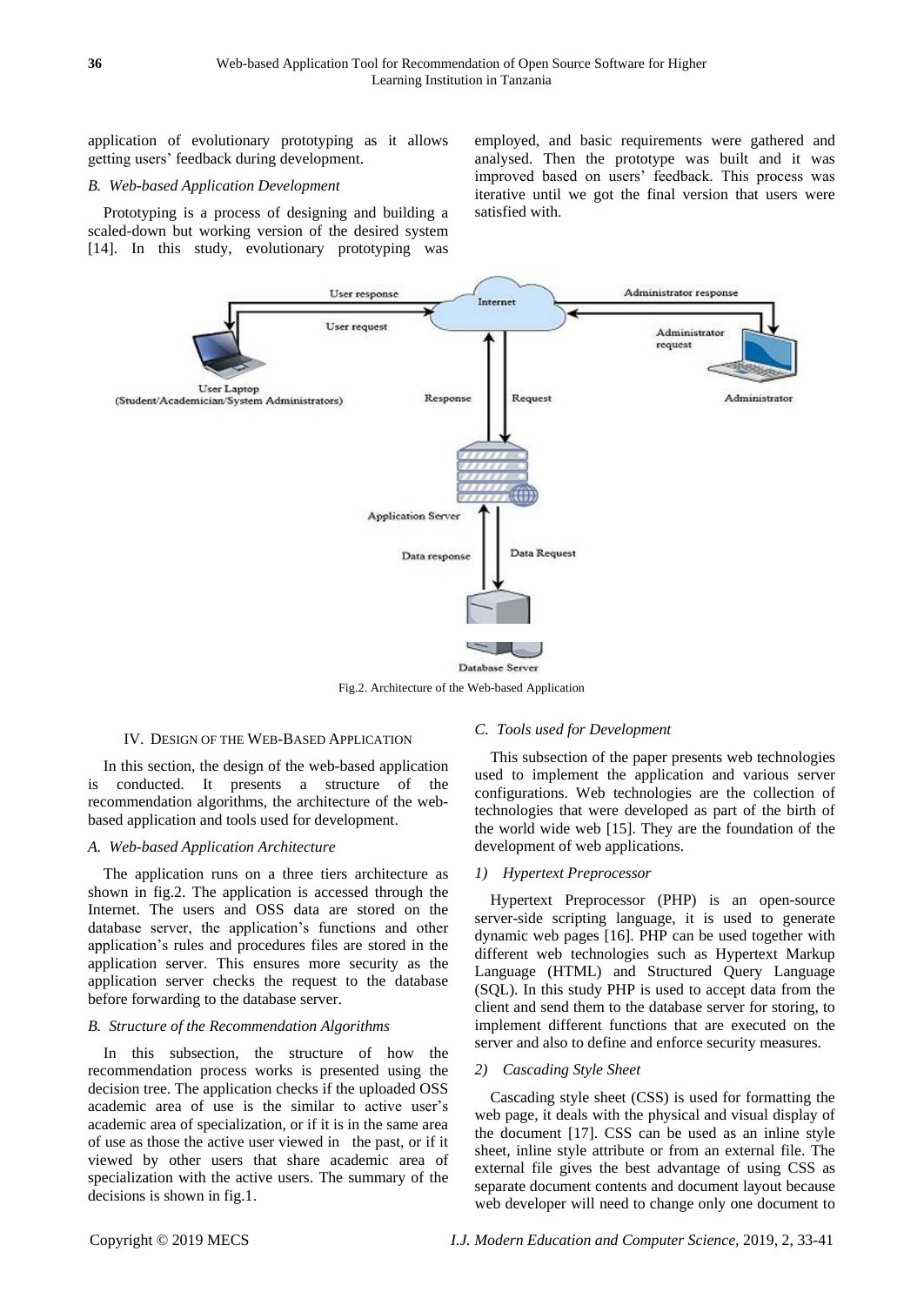application of evolutionary prototyping as it allows getting users' feedback during development.

*B. Web-based Application Development*

Prototyping is a process of designing and building a scaled-down but working version of the desired system [14]. In this study, evolutionary prototyping was employed, and basic requirements were gathered and analysed. Then the prototype was built and it was improved based on users' feedback. This process was iterative until we got the final version that users were satisfied with.

Fig.2. Architecture of the Web-based Application

## IV. Design of the Web-Based Application

In this section, the design of the web-based application is conducted. It presents a structure of the recommendation algorithms, the architecture of the web-based application and tools used for development.

*A. Web-based Application Architecture*

The application runs on a three tiers architecture as shown in fig.2. The application is accessed through the Internet. The users and OSS data are stored on the database server, the application's functions and other application's rules and procedures files are stored in the application server. This ensures more security as the application server checks the request to the database before forwarding to the database server.

*B. Structure of the Recommendation Algorithms*

In this subsection, the structure of how the recommendation process works is presented using the decision tree. The application checks if the uploaded OSS academic area of use is the similar to active user's academic area of specialization, or if it is in the same area of use as those the active user viewed in the past, or if it viewed by other users that share academic area of specialization with the active users. The summary of the decisions is shown in fig.1.

*C. Tools used for Development*

This subsection of the paper presents web technologies used to implement the application and various server configurations. Web technologies are the collection of technologies that were developed as part of the birth of the world wide web [15]. They are the foundation of the development of web applications.

*1) Hypertext Preprocessor*

Hypertext Preprocessor (PHP) is an open-source server-side scripting language, it is used to generate dynamic web pages [16]. PHP can be used together with different web technologies such as Hypertext Markup Language (HTML) and Structured Query Language (SQL). In this study PHP is used to accept data from the client and send them to the database server for storing, to implement different functions that are executed on the server and also to define and enforce security measures.

*2) Cascading Style Sheet*

Cascading style sheet (CSS) is used for formatting the web page, it deals with the physical and visual display of the document [17]. CSS can be used as an inline style sheet, inline style attribute or from an external file. The external file gives the best advantage of using CSS as separate document contents and document layout because web developer will need to change only one document to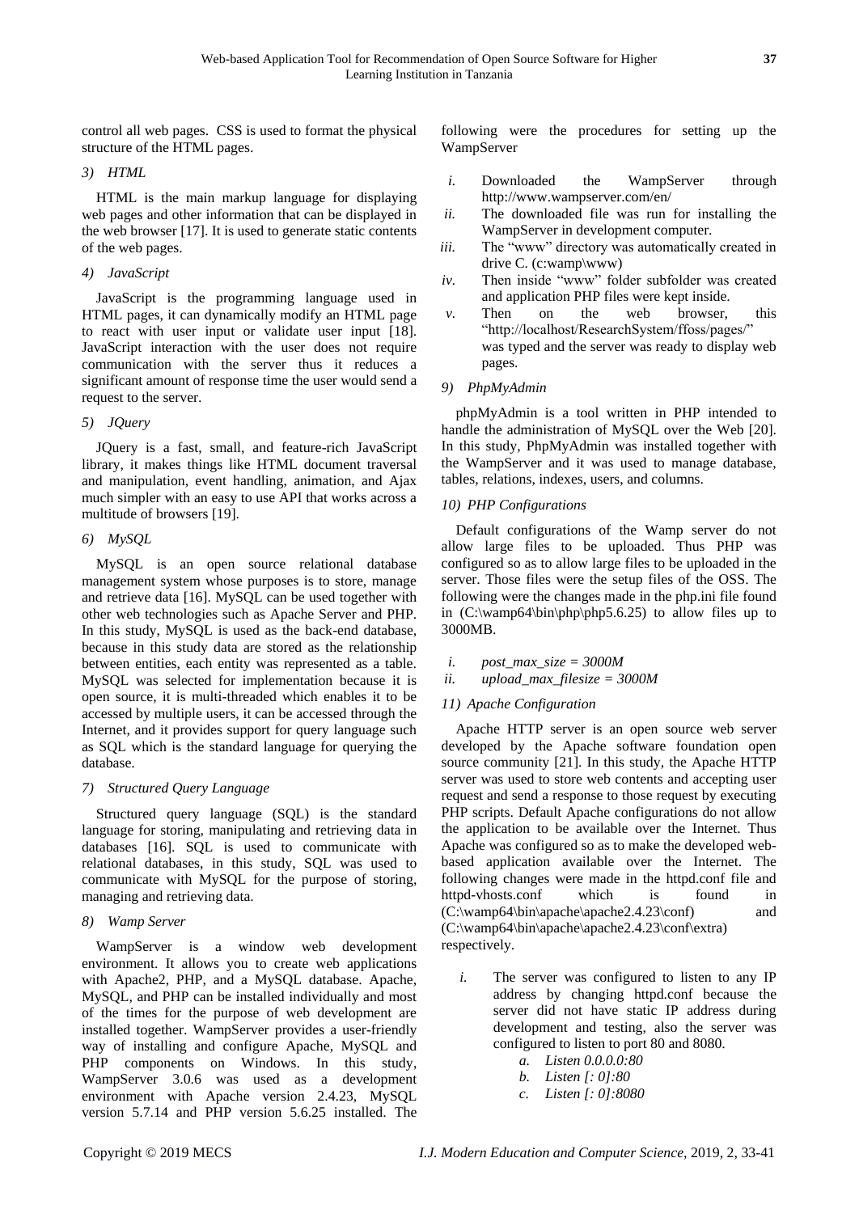control all web pages. CSS is used to format the physical structure of the HTML pages.

#### *3) HTML*

HTML is the main markup language for displaying web pages and other information that can be displayed in the web browser [17]. It is used to generate static contents of the web pages.

#### *4) JavaScript*

JavaScript is the programming language used in HTML pages, it can dynamically modify an HTML page to react with user input or validate user input [18]. JavaScript interaction with the user does not require communication with the server thus it reduces a significant amount of response time the user would send a request to the server.

#### *5) JQuery*

JQuery is a fast, small, and feature-rich JavaScript library, it makes things like HTML document traversal and manipulation, event handling, animation, and Ajax much simpler with an easy to use API that works across a multitude of browsers [19].

#### *6) MySQL*

MySQL is an open source relational database management system whose purposes is to store, manage and retrieve data [16]. MySQL can be used together with other web technologies such as Apache Server and PHP. In this study, MySQL is used as the back-end database, because in this study data are stored as the relationship between entities, each entity was represented as a table. MySQL was selected for implementation because it is open source, it is multi-threaded which enables it to be accessed by multiple users, it can be accessed through the Internet, and it provides support for query language such as SQL which is the standard language for querying the database.

#### *7) Structured Query Language*

Structured query language (SQL) is the standard language for storing, manipulating and retrieving data in databases [16]. SQL is used to communicate with relational databases, in this study, SQL was used to communicate with MySQL for the purpose of storing, managing and retrieving data.

#### *8) Wamp Server*

WampServer is a window web development environment. It allows you to create web applications with Apache2, PHP, and a MySQL database. Apache, MySQL, and PHP can be installed individually and most of the times for the purpose of web development are installed together. WampServer provides a user-friendly way of installing and configure Apache, MySQL and PHP components on Windows. In this study, WampServer 3.0.6 was used as a development environment with Apache version 2.4.23, MySQL version 5.7.14 and PHP version 5.6.25 installed. The following were the procedures for setting up the WampServer

- *i.* Downloaded the WampServer through http://www.wampserver.com/en/
- *ii.* The downloaded file was run for installing the WampServer in development computer.
- *iii.* The "www" directory was automatically created in drive C. (c:wamp\www)
- *iv.* Then inside "www" folder subfolder was created and application PHP files were kept inside.
- *v.* Then on the web browser, this "http://localhost/ResearchSystem/ffoss/pages/" was typed and the server was ready to display web pages.

#### *9) PhpMyAdmin*

phpMyAdmin is a tool written in PHP intended to handle the administration of MySQL over the Web [20]. In this study, PhpMyAdmin was installed together with the WampServer and it was used to manage database, tables, relations, indexes, users, and columns.

#### *10) PHP Configurations*

Default configurations of the Wamp server do not allow large files to be uploaded. Thus PHP was configured so as to allow large files to be uploaded in the server. Those files were the setup files of the OSS. The following were the changes made in the php.ini file found in (C:\wamp64\bin\php\php5.6.25) to allow files up to 3000MB.

- *i. post_max_size = 3000M*
- *ii. upload_max_filesize = 3000M*

#### *11) Apache Configuration*

Apache HTTP server is an open source web server developed by the Apache software foundation open source community [21]. In this study, the Apache HTTP server was used to store web contents and accepting user request and send a response to those request by executing PHP scripts. Default Apache configurations do not allow the application to be available over the Internet. Thus Apache was configured so as to make the developed web-based application available over the Internet. The following changes were made in the httpd.conf file and httpd-vhosts.conf which is found in (C:\wamp64\bin\apache\apache2.4.23\conf) and (C:\wamp64\bin\apache\apache2.4.23\conf\extra) respectively.

- *i.* The server was configured to listen to any IP address by changing httpd.conf because the server did not have static IP address during development and testing, also the server was configured to listen to port 80 and 8080.
  - *a. Listen 0.0.0.0:80*
  - *b. Listen [: 0]:80*
  - *c. Listen [: 0]:8080*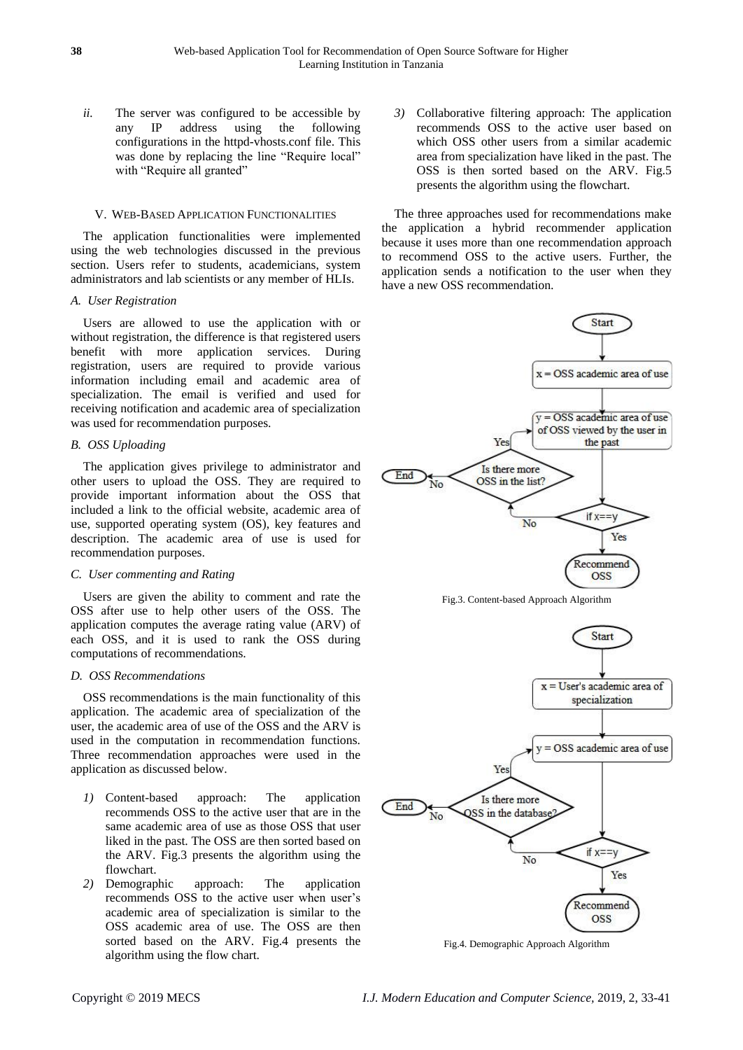ii. The server was configured to be accessible by any IP address using the following configurations in the httpd-vhosts.conf file. This was done by replacing the line "Require local" with "Require all granted"

## V. WEB-BASED APPLICATION FUNCTIONALITIES

The application functionalities were implemented using the web technologies discussed in the previous section. Users refer to students, academicians, system administrators and lab scientists or any member of HLIs.

### *A. User Registration*

Users are allowed to use the application with or without registration, the difference is that registered users benefit with more application services. During registration, users are required to provide various information including email and academic area of specialization. The email is verified and used for receiving notification and academic area of specialization was used for recommendation purposes.

### *B. OSS Uploading*

The application gives privilege to administrator and other users to upload the OSS. They are required to provide important information about the OSS that included a link to the official website, academic area of use, supported operating system (OS), key features and description. The academic area of use is used for recommendation purposes.

### *C. User commenting and Rating*

Users are given the ability to comment and rate the OSS after use to help other users of the OSS. The application computes the average rating value (ARV) of each OSS, and it is used to rank the OSS during computations of recommendations.

### *D. OSS Recommendations*

OSS recommendations is the main functionality of this application. The academic area of specialization of the user, the academic area of use of the OSS and the ARV is used in the computation in recommendation functions. Three recommendation approaches were used in the application as discussed below.

1) Content-based approach: The application recommends OSS to the active user that are in the same academic area of use as those OSS that user liked in the past. The OSS are then sorted based on the ARV. Fig.3 presents the algorithm using the flowchart.
2) Demographic approach: The application recommends OSS to the active user when user's academic area of specialization is similar to the OSS academic area of use. The OSS are then sorted based on the ARV. Fig.4 presents the algorithm using the flow chart.
3) Collaborative filtering approach: The application recommends OSS to the active user based on which OSS other users from a similar academic area from specialization have liked in the past. The OSS is then sorted based on the ARV. Fig.5 presents the algorithm using the flowchart.

The three approaches used for recommendations make the application a hybrid recommender application because it uses more than one recommendation approach to recommend OSS to the active users. Further, the application sends a notification to the user when they have a new OSS recommendation.

Fig.3. Content-based Approach Algorithm

Fig.4. Demographic Approach Algorithm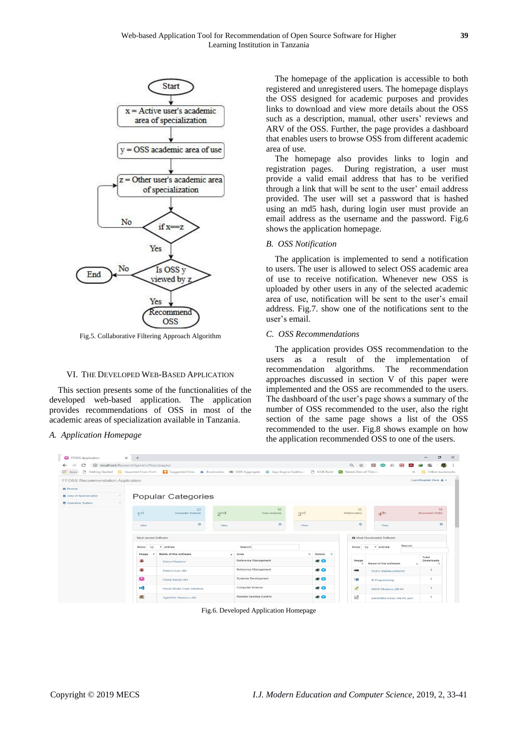Fig.5. Collaborative Filtering Approach Algorithm

## VI. The Developed Web-Based Application

This section presents some of the functionalities of the developed web-based application. The application provides recommendations of OSS in most of the academic areas of specialization available in Tanzania.

### *A. Application Homepage*

The homepage of the application is accessible to both registered and unregistered users. The homepage displays the OSS designed for academic purposes and provides links to download and view more details about the OSS such as a description, manual, other users' reviews and ARV of the OSS. Further, the page provides a dashboard that enables users to browse OSS from different academic area of use.

The homepage also provides links to login and registration pages. During registration, a user must provide a valid email address that has to be verified through a link that will be sent to the user' email address provided. The user will set a password that is hashed using an md5 hash, during login user must provide an email address as the username and the password. Fig.6 shows the application homepage.

### *B. OSS Notification*

The application is implemented to send a notification to users. The user is allowed to select OSS academic area of use to receive notification. Whenever new OSS is uploaded by other users in any of the selected academic area of use, notification will be sent to the user's email address. Fig.7. show one of the notifications sent to the user's email.

### *C. OSS Recommendations*

The application provides OSS recommendation to the users as a result of the implementation of the recommendation algorithms. The recommendation approaches discussed in section V of this paper were implemented and the OSS are recommended to the users. The dashboard of the user's page shows a summary of the number of OSS recommended to the user, also the right section of the same page shows a list of the OSS recommended to the user. Fig.8 shows example on how the application recommended OSS to one of the users.

Fig.6. Developed Application Homepage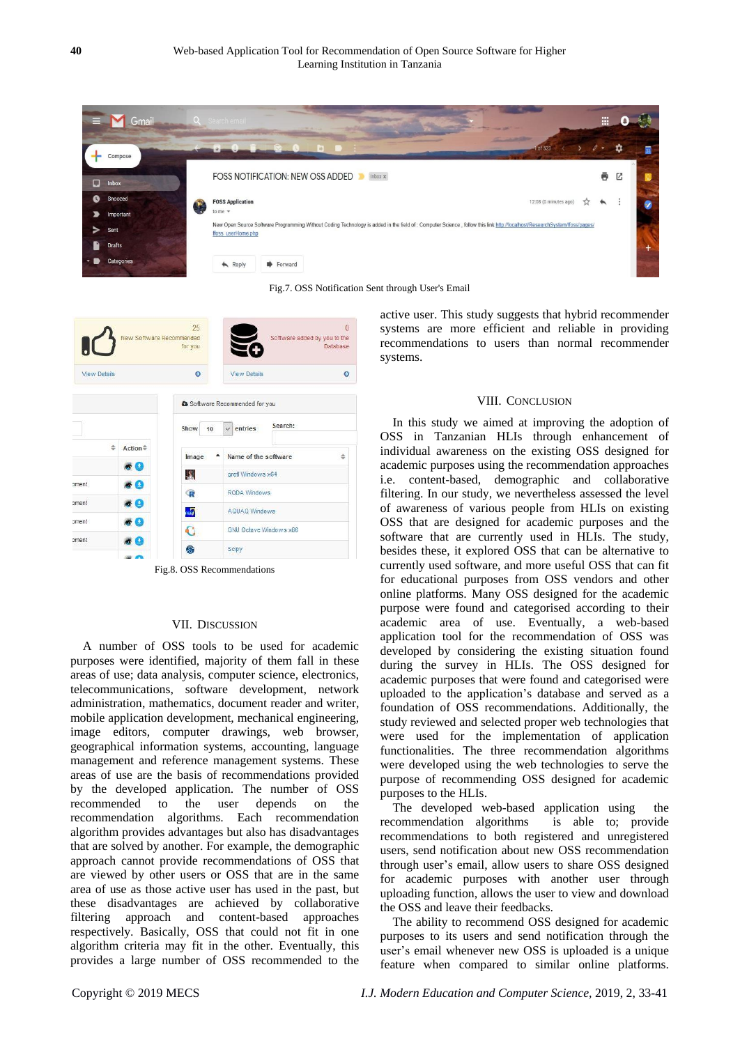Fig.7. OSS Notification Sent through User's Email

Fig.8. OSS Recommendations

## VII. Discussion

A number of OSS tools to be used for academic purposes were identified, majority of them fall in these areas of use; data analysis, computer science, electronics, telecommunications, software development, network administration, mathematics, document reader and writer, mobile application development, mechanical engineering, image editors, computer drawings, web browser, geographical information systems, accounting, language management and reference management systems. These areas of use are the basis of recommendations provided by the developed application. The number of OSS recommended to the user depends on the recommendation algorithms. Each recommendation algorithm provides advantages but also has disadvantages that are solved by another. For example, the demographic approach cannot provide recommendations of OSS that are viewed by other users or OSS that are in the same area of use as those active user has used in the past, but these disadvantages are achieved by collaborative filtering approach and content-based approaches respectively. Basically, OSS that could not fit in one algorithm criteria may fit in the other. Eventually, this provides a large number of OSS recommended to the active user. This study suggests that hybrid recommender systems are more efficient and reliable in providing recommendations to users than normal recommender systems.

## VIII. Conclusion

In this study we aimed at improving the adoption of OSS in Tanzanian HLIs through enhancement of individual awareness on the existing OSS designed for academic purposes using the recommendation approaches i.e. content-based, demographic and collaborative filtering. In our study, we nevertheless assessed the level of awareness of various people from HLIs on existing OSS that are designed for academic purposes and the software that are currently used in HLIs. The study, besides these, it explored OSS that can be alternative to currently used software, and more useful OSS that can fit for educational purposes from OSS vendors and other online platforms. Many OSS designed for the academic purpose were found and categorised according to their academic area of use. Eventually, a web-based application tool for the recommendation of OSS was developed by considering the existing situation found during the survey in HLIs. The OSS designed for academic purposes that were found and categorised were uploaded to the application's database and served as a foundation of OSS recommendations. Additionally, the study reviewed and selected proper web technologies that were used for the implementation of application functionalities. The three recommendation algorithms were developed using the web technologies to serve the purpose of recommending OSS designed for academic purposes to the HLIs.

The developed web-based application using the recommendation algorithms is able to; provide recommendations to both registered and unregistered users, send notification about new OSS recommendation through user's email, allow users to share OSS designed for academic purposes with another user through uploading function, allows the user to view and download the OSS and leave their feedbacks.

The ability to recommend OSS designed for academic purposes to its users and send notification through the user's email whenever new OSS is uploaded is a unique feature when compared to similar online platforms.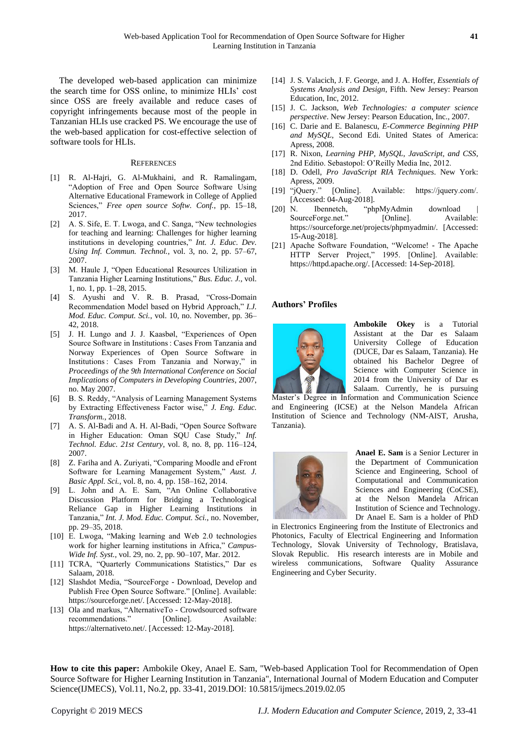The developed web-based application can minimize the search time for OSS online, to minimize HLIs' cost since OSS are freely available and reduce cases of copyright infringements because most of the people in Tanzanian HLIs use cracked PS. We encourage the use of the web-based application for cost-effective selection of software tools for HLIs.

## References

[1] R. Al-Hajri, G. Al-Mukhaini, and R. Ramalingam, "Adoption of Free and Open Source Software Using Alternative Educational Framework in College of Applied Sciences," *Free open source Softw. Conf.*, pp. 15–18, 2017.

[2] A. S. Sife, E. T. Lwoga, and C. Sanga, "New technologies for teaching and learning: Challenges for higher learning institutions in developing countries," *Int. J. Educ. Dev. Using Inf. Commun. Technol.*, vol. 3, no. 2, pp. 57–67, 2007.

[3] M. Haule J, "Open Educational Resources Utilization in Tanzania Higher Learning Institutions," *Bus. Educ. J.*, vol. 1, no. 1, pp. 1–28, 2015.

[4] S. Ayushi and V. R. B. Prasad, "Cross-Domain Recommendation Model based on Hybrid Approach," *I.J. Mod. Educ. Comput. Sci.*, vol. 10, no. November, pp. 36–42, 2018.

[5] J. H. Lungo and J. J. Kaasbøl, "Experiences of Open Source Software in Institutions : Cases From Tanzania and Norway Experiences of Open Source Software in Institutions : Cases From Tanzania and Norway," in *Proceedings of the 9th International Conference on Social Implications of Computers in Developing Countries*, 2007, no. May 2007.

[6] B. S. Reddy, "Analysis of Learning Management Systems by Extracting Effectiveness Factor wise," *J. Eng. Educ. Transform.*, 2018.

[7] A. S. Al-Badi and A. H. Al-Badi, "Open Source Software in Higher Education: Oman SQU Case Study," *Inf. Technol. Educ. 21st Century*, vol. 8, no. 8, pp. 116–124, 2007.

[8] Z. Fariha and A. Zuriyati, "Comparing Moodle and eFront Software for Learning Management System," *Aust. J. Basic Appl. Sci.*, vol. 8, no. 4, pp. 158–162, 2014.

[9] L. John and A. E. Sam, "An Online Collaborative Discussion Platform for Bridging a Technological Reliance Gap in Higher Learning Institutions in Tanzania," *Int. J. Mod. Educ. Comput. Sci.*, no. November, pp. 29–35, 2018.

[10] E. Lwoga, "Making learning and Web 2.0 technologies work for higher learning institutions in Africa," *Campus-Wide Inf. Syst.*, vol. 29, no. 2, pp. 90–107, Mar. 2012.

[11] TCRA, "Quarterly Communications Statistics," Dar es Salaam, 2018.

[12] Slashdot Media, "SourceForge - Download, Develop and Publish Free Open Source Software." [Online]. Available: https://sourceforge.net/. [Accessed: 12-May-2018].

[13] Ola and markus, "AlternativeTo - Crowdsourced software recommendations." [Online]. Available: https://alternativeto.net/. [Accessed: 12-May-2018].

[14] J. S. Valacich, J. F. George, and J. A. Hoffer, *Essentials of Systems Analysis and Design*, Fifth. New Jersey: Pearson Education, Inc, 2012.

[15] J. C. Jackson, *Web Technologies: a computer science perspective*. New Jersey: Pearson Education, Inc., 2007.

[16] C. Darie and E. Balanescu, *E-Commerce Beginning PHP and MySQL*, Second Edi. United States of America: Apress, 2008.

[17] R. Nixon, *Learning PHP, MySQL, JavaScript, and CSS*, 2nd Editio. Sebastopol: O'Reilly Media Inc, 2012.

[18] D. Odell, *Pro JavaScript RIA Techniques*. New York: Apress, 2009.

[19] "jQuery." [Online]. Available: https://jquery.com/. [Accessed: 04-Aug-2018].

[20] N. Ibennetch, "phpMyAdmin download | SourceForge.net." [Online]. Available: https://sourceforge.net/projects/phpmyadmin/. [Accessed: 15-Aug-2018].

[21] Apache Software Foundation, "Welcome! - The Apache HTTP Server Project," 1995. [Online]. Available: https://httpd.apache.org/. [Accessed: 14-Sep-2018].

## Authors' Profiles

**Ambokile Okey** is a Tutorial Assistant at the Dar es Salaam University College of Education (DUCE, Dar es Salaam, Tanzania). He obtained his Bachelor Degree of Science with Computer Science in 2014 from the University of Dar es Salaam. Currently, he is pursuing Master's Degree in Information and Communication Science and Engineering (ICSE) at the Nelson Mandela African Institution of Science and Technology (NM-AIST, Arusha, Tanzania).

**Anael E. Sam** is a Senior Lecturer in the Department of Communication Science and Engineering, School of Computational and Communication Sciences and Engineering (CoCSE), at the Nelson Mandela African Institution of Science and Technology. Dr Anael E. Sam is a holder of PhD in Electronics Engineering from the Institute of Electronics and Photonics, Faculty of Electrical Engineering and Information Technology, Slovak University of Technology, Bratislava, Slovak Republic. His research interests are in Mobile and wireless communications, Software Quality Assurance Engineering and Cyber Security.

**How to cite this paper:** Ambokile Okey, Anael E. Sam, "Web-based Application Tool for Recommendation of Open Source Software for Higher Learning Institution in Tanzania", International Journal of Modern Education and Computer Science(IJMECS), Vol.11, No.2, pp. 33-41, 2019.DOI: 10.5815/ijmecs.2019.02.05